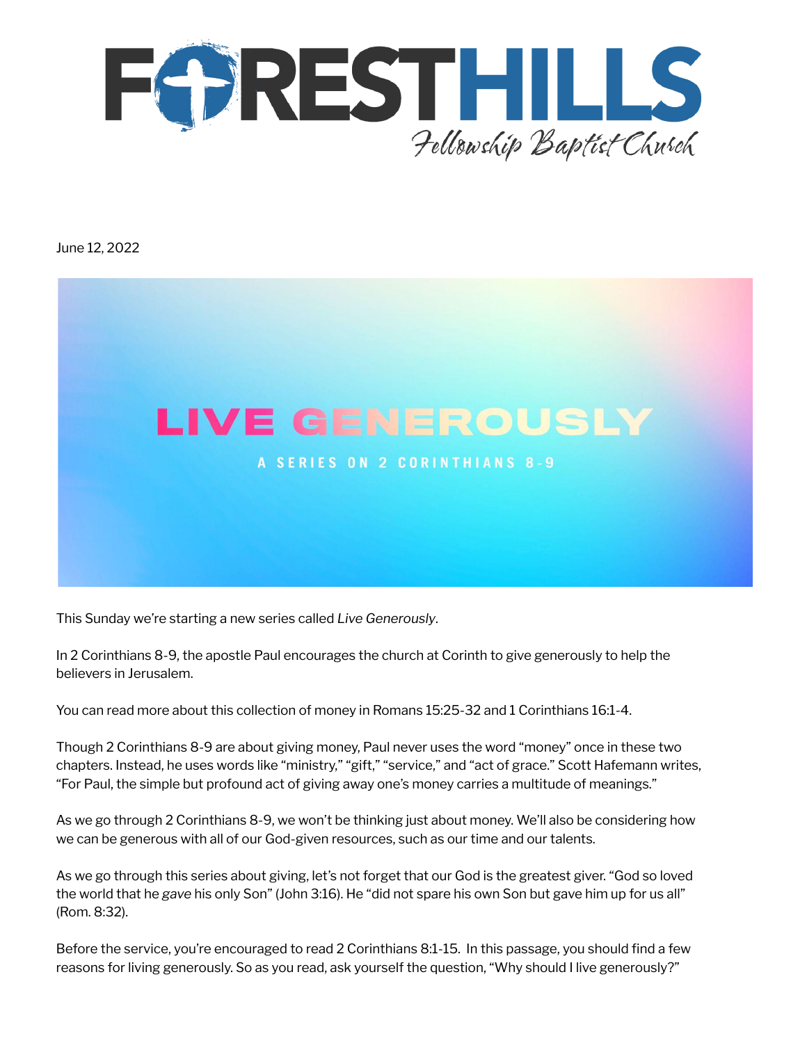# FORESTHILLS

Fellowship Baptist Church

June 12, 2022

# LIVE GENEROUSLY

A SERIES ON 2 CORINTHIANS 8-9

This Sunday we're starting a new series called *Live Generously*.

In 2 Corinthians 8-9, the apostle Paul encourages the church at Corinth to give generously to help the believers in Jerusalem.

You can read more about this collection of money in Romans 15:25-32 and 1 Corinthians 16:1-4.

Though 2 Corinthians 8-9 are about giving money, Paul never uses the word "money" once in these two chapters. Instead, he uses words like "ministry," "gift," "service," and "act of grace." Scott Hafemann writes, "For Paul, the simple but profound act of giving away one's money carries a multitude of meanings."

As we go through 2 Corinthians 8-9, we won't be thinking just about money. We'll also be considering how we can be generous with all of our God-given resources, such as our time and our talents.

As we go through this series about giving, let's not forget that our God is the greatest giver. "God so loved the world that he *gave* his only Son" (John 3:16). He "did not spare his own Son but gave him up for us all" (Rom. 8:32).

Before the service, you're encouraged to read 2 Corinthians 8:1-15. In this passage, you should find a few reasons for living generously. So as you read, ask yourself the question, "Why should I live generously?"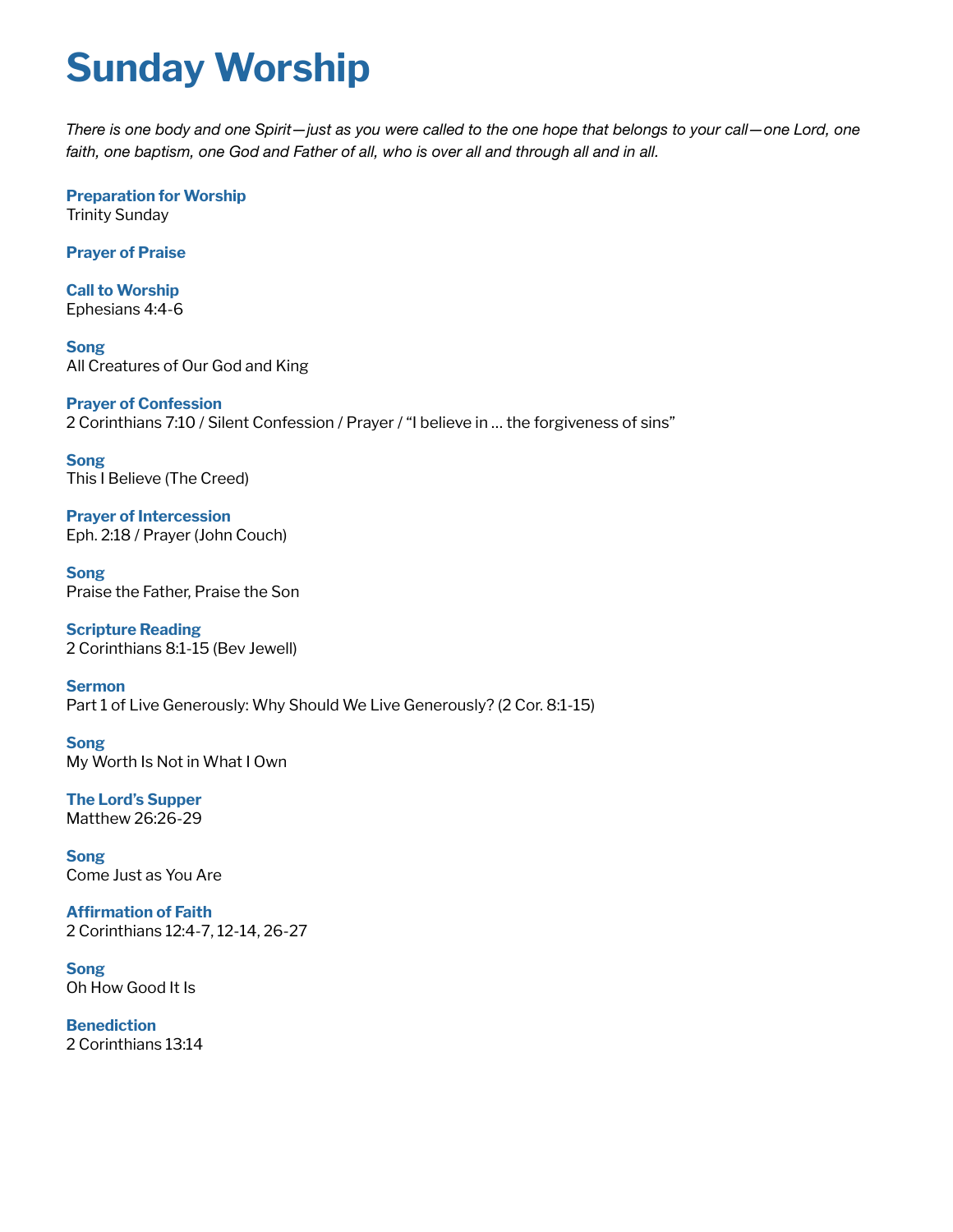# Sunday Worship

*There is one body and one Spirit—just as you were called to the one hope that belongs to your call—one Lord, one faith, one baptism, one God and Father of all, who is over all and through all and in all.*

**Preparation for Worship**
Trinity Sunday

**Prayer of Praise**

**Call to Worship**
Ephesians 4:4-6

**Song**
All Creatures of Our God and King

**Prayer of Confession**
2 Corinthians 7:10 / Silent Confession / Prayer / "I believe in … the forgiveness of sins"

**Song**
This I Believe (The Creed)

**Prayer of Intercession**
Eph. 2:18 / Prayer (John Couch)

**Song**
Praise the Father, Praise the Son

**Scripture Reading**
2 Corinthians 8:1-15 (Bev Jewell)

**Sermon**
Part 1 of Live Generously: Why Should We Live Generously? (2 Cor. 8:1-15)

**Song**
My Worth Is Not in What I Own

**The Lord's Supper**
Matthew 26:26-29

**Song**
Come Just as You Are

**Affirmation of Faith**
2 Corinthians 12:4-7, 12-14, 26-27

**Song**
Oh How Good It Is

**Benediction**
2 Corinthians 13:14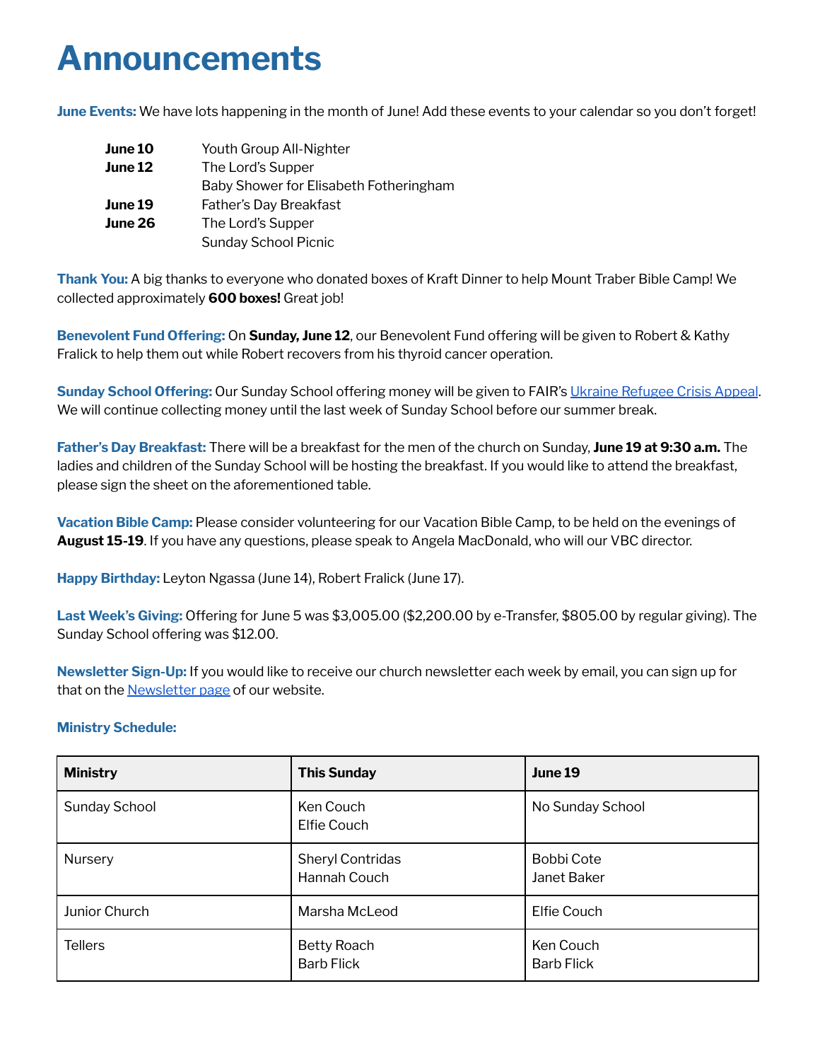# Announcements

**June Events:** We have lots happening in the month of June! Add these events to your calendar so you don't forget!

| | |
|---|---|
| **June 10** | Youth Group All-Nighter |
| **June 12** | The Lord's Supper |
| | Baby Shower for Elisabeth Fotheringham |
| **June 19** | Father's Day Breakfast |
| **June 26** | The Lord's Supper |
| | Sunday School Picnic |

**Thank You:** A big thanks to everyone who donated boxes of Kraft Dinner to help Mount Traber Bible Camp! We collected approximately **600 boxes!** Great job!

**Benevolent Fund Offering:** On **Sunday, June 12**, our Benevolent Fund offering will be given to Robert & Kathy Fralick to help them out while Robert recovers from his thyroid cancer operation.

**Sunday School Offering:** Our Sunday School offering money will be given to FAIR's [Ukraine Refugee Crisis Appeal](). We will continue collecting money until the last week of Sunday School before our summer break.

**Father's Day Breakfast:** There will be a breakfast for the men of the church on Sunday, **June 19 at 9:30 a.m.** The ladies and children of the Sunday School will be hosting the breakfast. If you would like to attend the breakfast, please sign the sheet on the aforementioned table.

**Vacation Bible Camp:** Please consider volunteering for our Vacation Bible Camp, to be held on the evenings of **August 15-19**. If you have any questions, please speak to Angela MacDonald, who will our VBC director.

**Happy Birthday:** Leyton Ngassa (June 14), Robert Fralick (June 17).

**Last Week's Giving:** Offering for June 5 was $3,005.00 ($2,200.00 by e-Transfer, $805.00 by regular giving). The Sunday School offering was $12.00.

**Newsletter Sign-Up:** If you would like to receive our church newsletter each week by email, you can sign up for that on the [Newsletter page]() of our website.

**Ministry Schedule:**

| Ministry | This Sunday | June 19 |
|---|---|---|
| Sunday School | Ken Couch<br>Elfie Couch | No Sunday School |
| Nursery | Sheryl Contridas<br>Hannah Couch | Bobbi Cote<br>Janet Baker |
| Junior Church | Marsha McLeod | Elfie Couch |
| Tellers | Betty Roach<br>Barb Flick | Ken Couch<br>Barb Flick |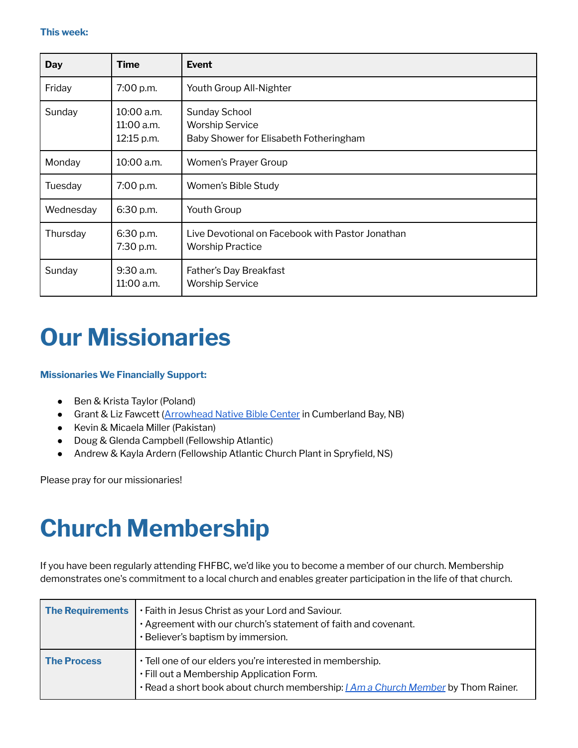**This week:**

| Day | Time | Event |
|---|---|---|
| Friday | 7:00 p.m. | Youth Group All-Nighter |
| Sunday | 10:00 a.m.<br>11:00 a.m.<br>12:15 p.m. | Sunday School<br>Worship Service<br>Baby Shower for Elisabeth Fotheringham |
| Monday | 10:00 a.m. | Women's Prayer Group |
| Tuesday | 7:00 p.m. | Women's Bible Study |
| Wednesday | 6:30 p.m. | Youth Group |
| Thursday | 6:30 p.m.<br>7:30 p.m. | Live Devotional on Facebook with Pastor Jonathan<br>Worship Practice |
| Sunday | 9:30 a.m.<br>11:00 a.m. | Father's Day Breakfast<br>Worship Service |

# Our Missionaries

**Missionaries We Financially Support:**

- Ben & Krista Taylor (Poland)
- Grant & Liz Fawcett (Arrowhead Native Bible Center in Cumberland Bay, NB)
- Kevin & Micaela Miller (Pakistan)
- Doug & Glenda Campbell (Fellowship Atlantic)
- Andrew & Kayla Ardern (Fellowship Atlantic Church Plant in Spryfield, NS)

Please pray for our missionaries!

# Church Membership

If you have been regularly attending FHFBC, we'd like you to become a member of our church. Membership demonstrates one's commitment to a local church and enables greater participation in the life of that church.

| | |
|---|---|
| **The Requirements** | • Faith in Jesus Christ as your Lord and Saviour.<br>• Agreement with our church's statement of faith and covenant.<br>• Believer's baptism by immersion. |
| **The Process** | • Tell one of our elders you're interested in membership.<br>• Fill out a Membership Application Form.<br>• Read a short book about church membership: *I Am a Church Member* by Thom Rainer. |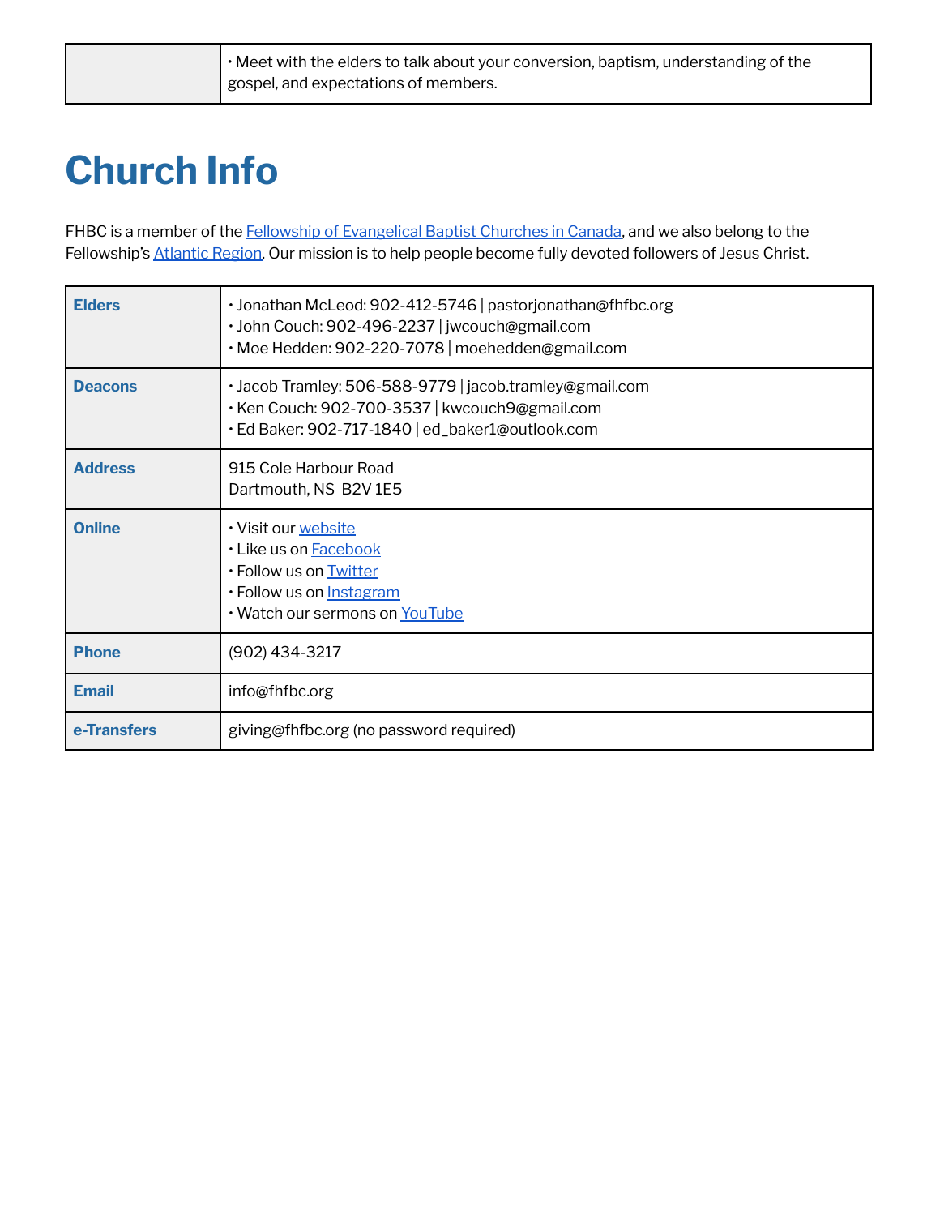| | |
|---|---|
| | • Meet with the elders to talk about your conversion, baptism, understanding of the gospel, and expectations of members. |

# Church Info

FHBC is a member of the Fellowship of Evangelical Baptist Churches in Canada, and we also belong to the Fellowship's Atlantic Region. Our mission is to help people become fully devoted followers of Jesus Christ.

| | |
|---|---|
| **Elders** | • Jonathan McLeod: 902-412-5746 \| pastorjonathan@fhfbc.org<br>• John Couch: 902-496-2237 \| jwcouch@gmail.com<br>• Moe Hedden: 902-220-7078 \| moehedden@gmail.com |
| **Deacons** | • Jacob Tramley: 506-588-9779 \| jacob.tramley@gmail.com<br>• Ken Couch: 902-700-3537 \| kwcouch9@gmail.com<br>• Ed Baker: 902-717-1840 \| ed_baker1@outlook.com |
| **Address** | 915 Cole Harbour Road<br>Dartmouth, NS  B2V 1E5 |
| **Online** | • Visit our website<br>• Like us on Facebook<br>• Follow us on Twitter<br>• Follow us on Instagram<br>• Watch our sermons on YouTube |
| **Phone** | (902) 434-3217 |
| **Email** | info@fhfbc.org |
| **e-Transfers** | giving@fhfbc.org (no password required) |